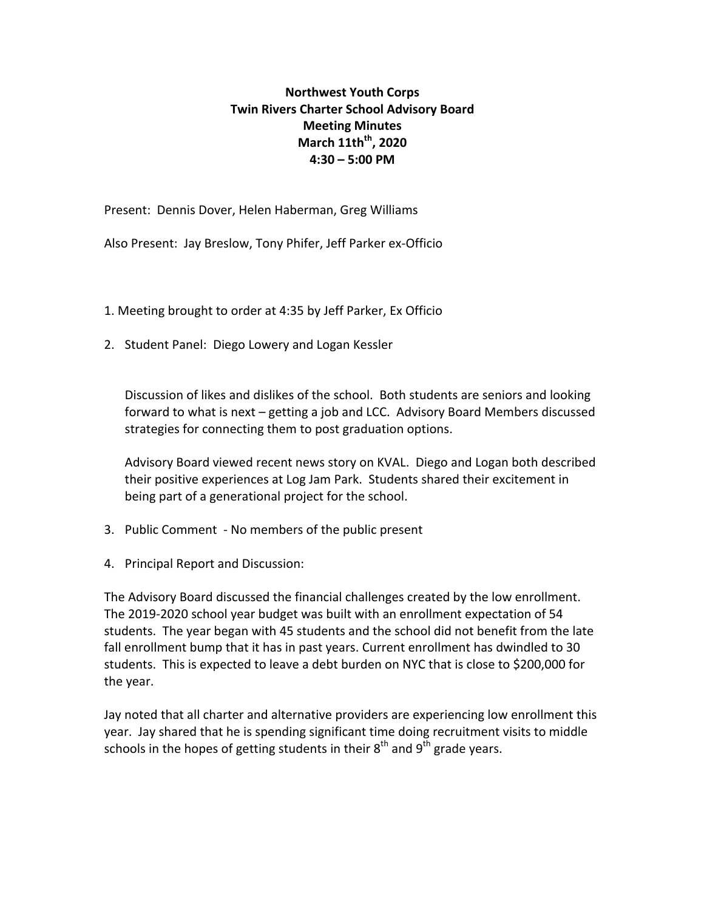**Northwest Youth Corps**
**Twin Rivers Charter School Advisory Board**
**Meeting Minutes**
**March 11th[th], 2020**
**4:30 – 5:00 PM**

Present: Dennis Dover, Helen Haberman, Greg Williams

Also Present: Jay Breslow, Tony Phifer, Jeff Parker ex-Officio

1. Meeting brought to order at 4:35 by Jeff Parker, Ex Officio

2. Student Panel: Diego Lowery and Logan Kessler

   Discussion of likes and dislikes of the school. Both students are seniors and looking forward to what is next – getting a job and LCC. Advisory Board Members discussed strategies for connecting them to post graduation options.

   Advisory Board viewed recent news story on KVAL. Diego and Logan both described their positive experiences at Log Jam Park. Students shared their excitement in being part of a generational project for the school.

3. Public Comment - No members of the public present

4. Principal Report and Discussion:

The Advisory Board discussed the financial challenges created by the low enrollment. The 2019-2020 school year budget was built with an enrollment expectation of 54 students. The year began with 45 students and the school did not benefit from the late fall enrollment bump that it has in past years. Current enrollment has dwindled to 30 students. This is expected to leave a debt burden on NYC that is close to $200,000 for the year.

Jay noted that all charter and alternative providers are experiencing low enrollment this year. Jay shared that he is spending significant time doing recruitment visits to middle schools in the hopes of getting students in their 8th and 9th grade years.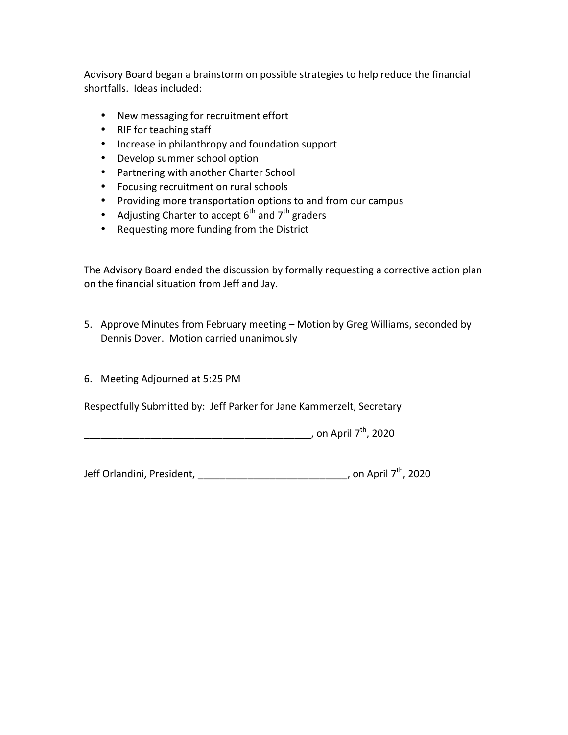Advisory Board began a brainstorm on possible strategies to help reduce the financial shortfalls. Ideas included:

- New messaging for recruitment effort
- RIF for teaching staff
- Increase in philanthropy and foundation support
- Develop summer school option
- Partnering with another Charter School
- Focusing recruitment on rural schools
- Providing more transportation options to and from our campus
- Adjusting Charter to accept 6th and 7th graders
- Requesting more funding from the District

The Advisory Board ended the discussion by formally requesting a corrective action plan on the financial situation from Jeff and Jay.

5. Approve Minutes from February meeting – Motion by Greg Williams, seconded by Dennis Dover. Motion carried unanimously

6. Meeting Adjourned at 5:25 PM

Respectfully Submitted by: Jeff Parker for Jane Kammerzelt, Secretary

_________________________________________, on April 7th, 2020

Jeff Orlandini, President, ___________________________, on April 7th, 2020